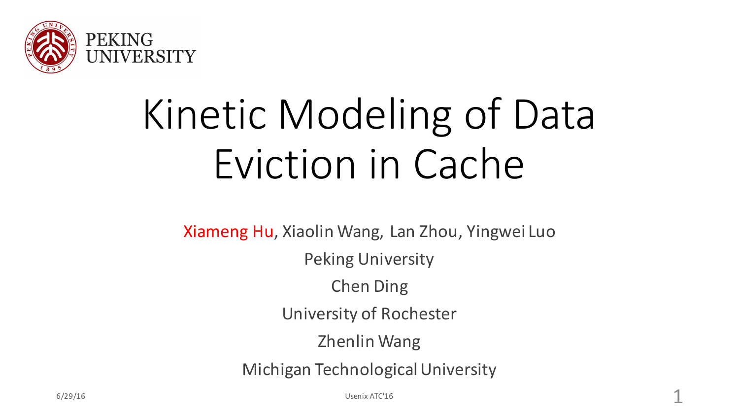PEKING UNIVERSITY

# Kinetic Modeling of Data Eviction in Cache

Xiameng Hu, Xiaolin Wang, Lan Zhou, Yingwei Luo

Peking University

Chen Ding

University of Rochester

Zhenlin Wang

Michigan Technological University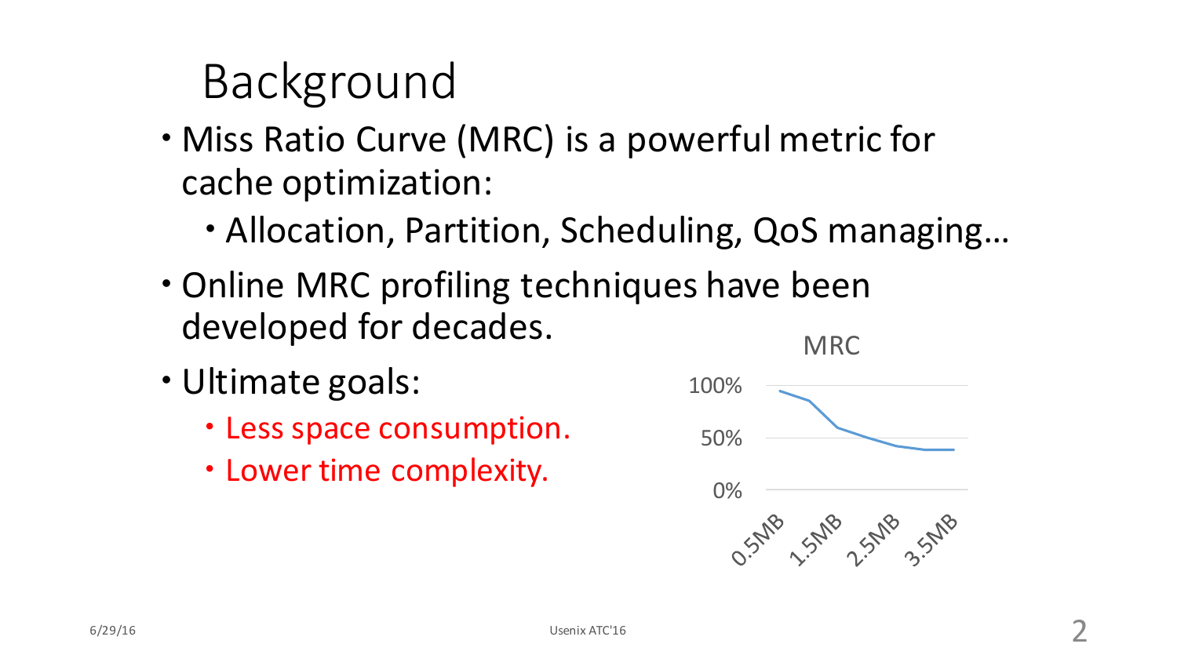# Background

- Miss Ratio Curve (MRC) is a powerful metric for cache optimization:
  - Allocation, Partition, Scheduling, QoS managing…
- Online MRC profiling techniques have been developed for decades.
- Ultimate goals:
  - Less space consumption.
  - Lower time complexity.

MRC

100%

50%

0%

0.5MB 1.5MB 2.5MB 3.5MB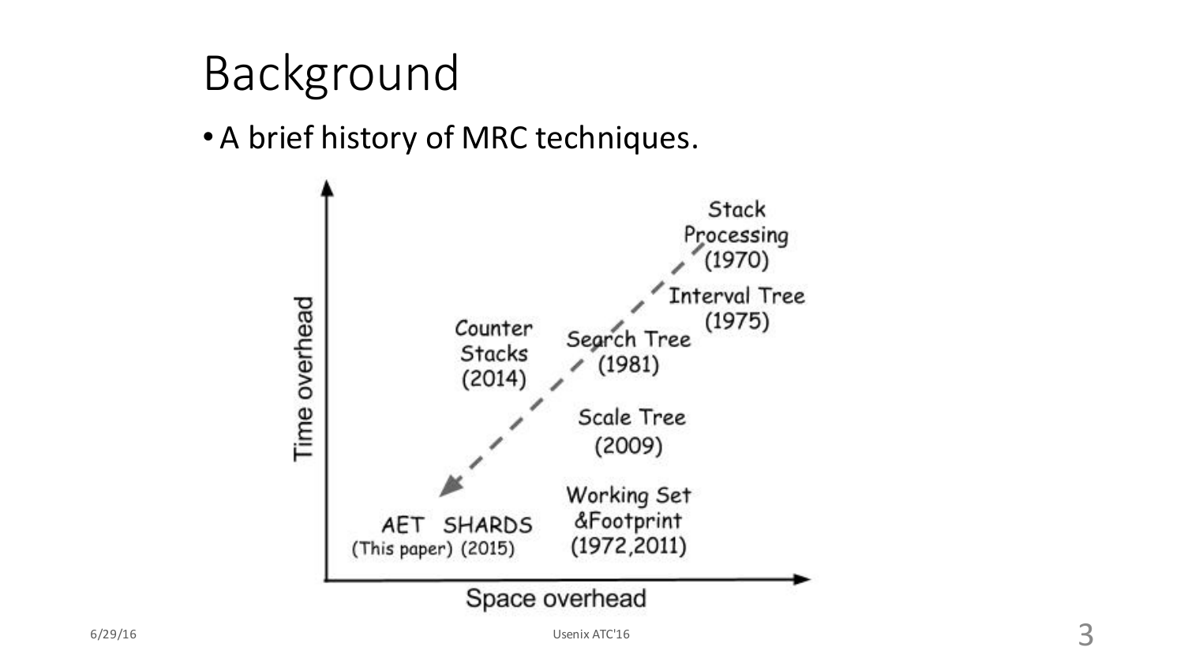# Background

- A brief history of MRC techniques.

Time overhead

Space overhead

Stack Processing (1970)

Interval Tree (1975)

Counter Stacks (2014)

Search Tree (1981)

Scale Tree (2009)

Working Set &Footprint (1972,2011)

AET (This paper)

SHARDS (2015)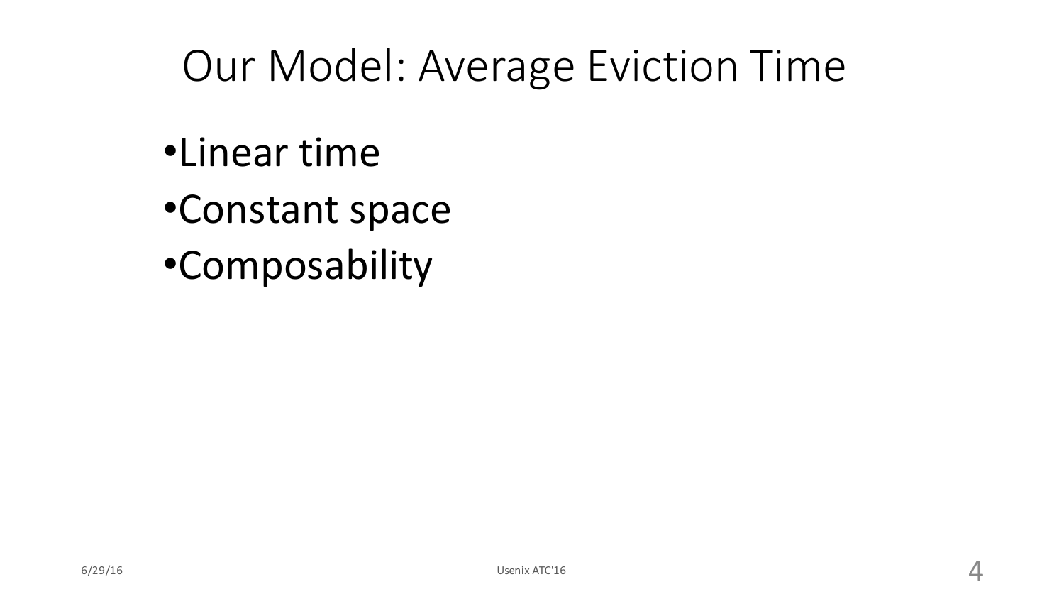# Our Model: Average Eviction Time

- Linear time
- Constant space
- Composability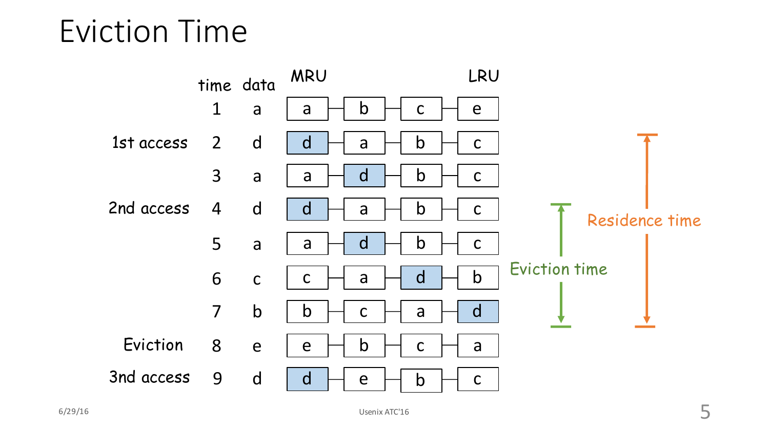# Eviction Time

| | time | data | MRU | | | LRU |
|---|---|---|---|---|---|---|
| | 1 | a | a | b | c | e |
| 1st access | 2 | d | d | a | b | c |
| | 3 | a | a | d | b | c |
| 2nd access | 4 | d | d | a | b | c |
| | 5 | a | a | d | b | c |
| | 6 | c | c | a | d | b |
| | 7 | b | b | c | a | d |
| Eviction | 8 | e | e | b | c | a |
| 3nd access | 9 | d | d | e | b | c |

Eviction time

Residence time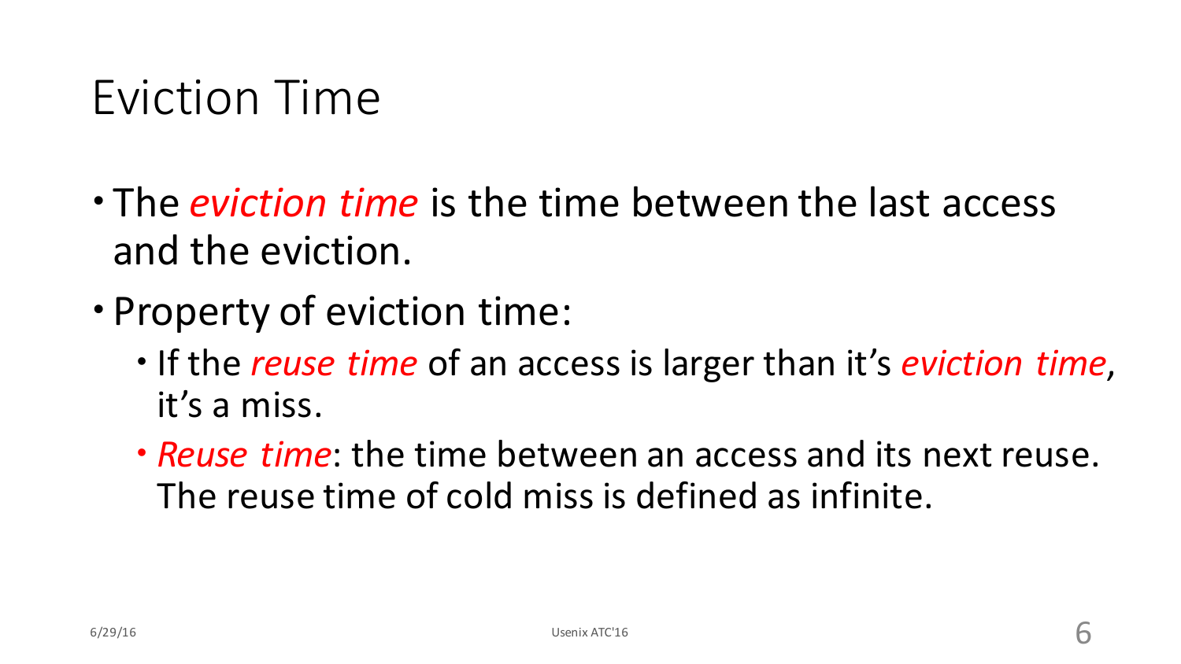# Eviction Time

- The *eviction time* is the time between the last access and the eviction.
- Property of eviction time:
  - If the *reuse time* of an access is larger than it's *eviction time*, it's a miss.
  - *Reuse time*: the time between an access and its next reuse. The reuse time of cold miss is defined as infinite.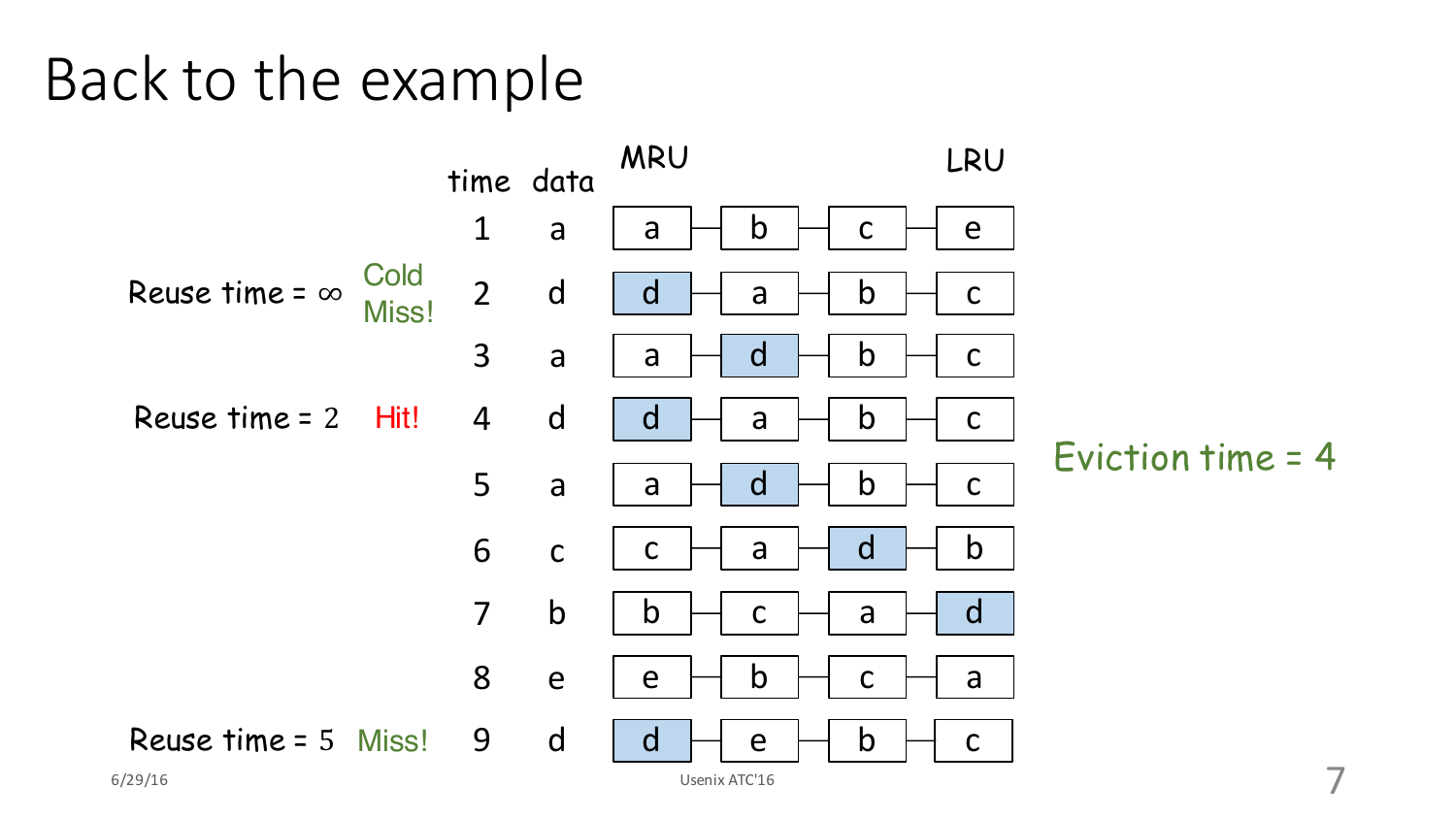# Back to the example

| | | time | data | MRU | | | LRU |
|---|---|---|---|---|---|---|---|
| | | 1 | a | a | b | c | e |
| Reuse time = ∞ | Cold Miss! | 2 | d | d | a | b | c |
| | | 3 | a | a | d | b | c |
| Reuse time = 2 | Hit! | 4 | d | d | a | b | c |
| | | 5 | a | a | d | b | c |
| | | 6 | c | c | a | d | b |
| | | 7 | b | b | c | a | d |
| | | 8 | e | e | b | c | a |
| Reuse time = 5 | Miss! | 9 | d | d | e | b | c |

Eviction time = 4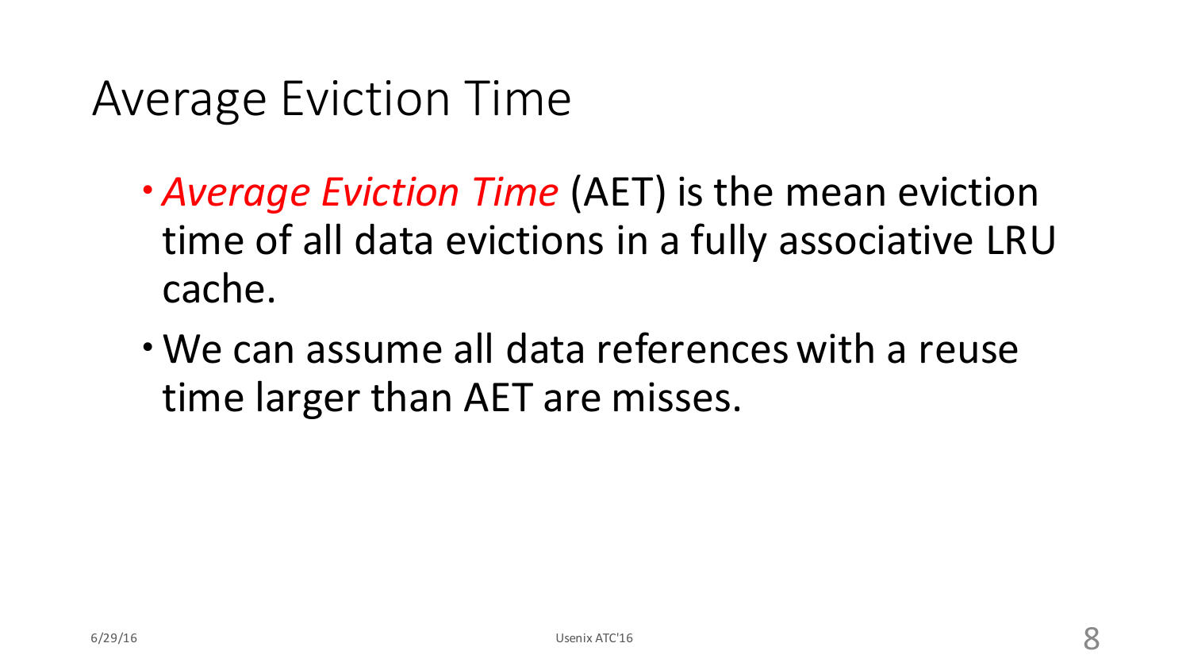# Average Eviction Time

- *Average Eviction Time* (AET) is the mean eviction time of all data evictions in a fully associative LRU cache.
- We can assume all data references with a reuse time larger than AET are misses.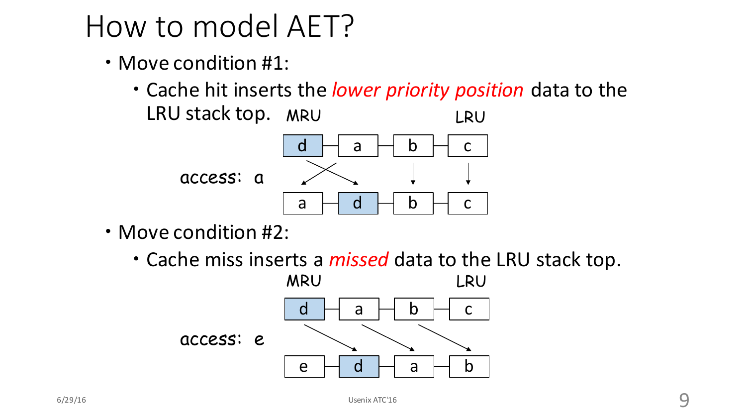# How to model AET?

- Move condition #1:
  - Cache hit inserts the *lower priority position* data to the LRU stack top.

MRU LRU

| d | a | b | c |
|---|---|---|---|

access: a

| a | d | b | c |
|---|---|---|---|

- Move condition #2:
  - Cache miss inserts a *missed* data to the LRU stack top.

MRU LRU

| d | a | b | c |
|---|---|---|---|

access: e

| e | d | a | b |
|---|---|---|---|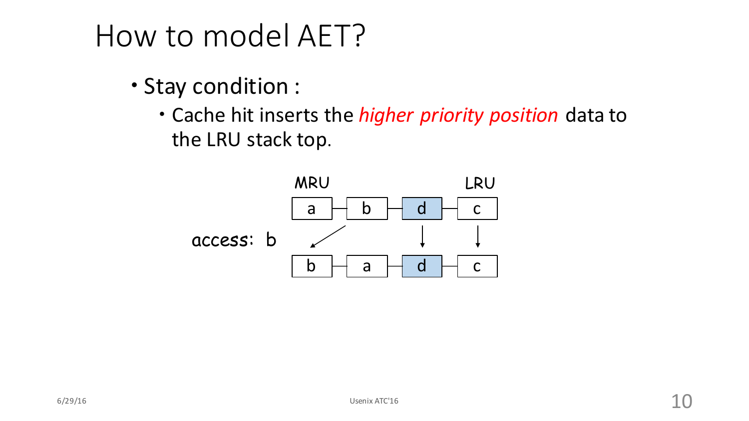# How to model AET?

- Stay condition :
  - Cache hit inserts the *higher priority position* data to the LRU stack top.

MRU LRU

| a | b | d | c |
|---|---|---|---|

access: b

| b | a | d | c |
|---|---|---|---|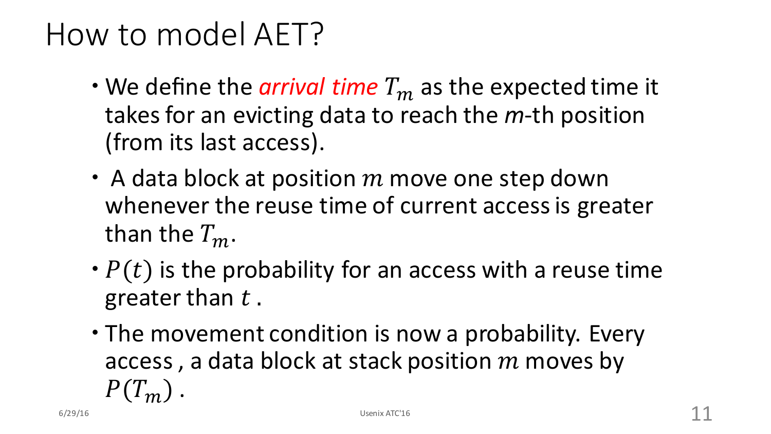# How to model AET?

- We define the *arrival time* $T_m$ as the expected time it takes for an evicting data to reach the *m*-th position (from its last access).
- A data block at position $m$ move one step down whenever the reuse time of current access is greater than the $T_m$.
- $P(t)$ is the probability for an access with a reuse time greater than $t$ .
- The movement condition is now a probability. Every access , a data block at stack position $m$ moves by $P(T_m)$ .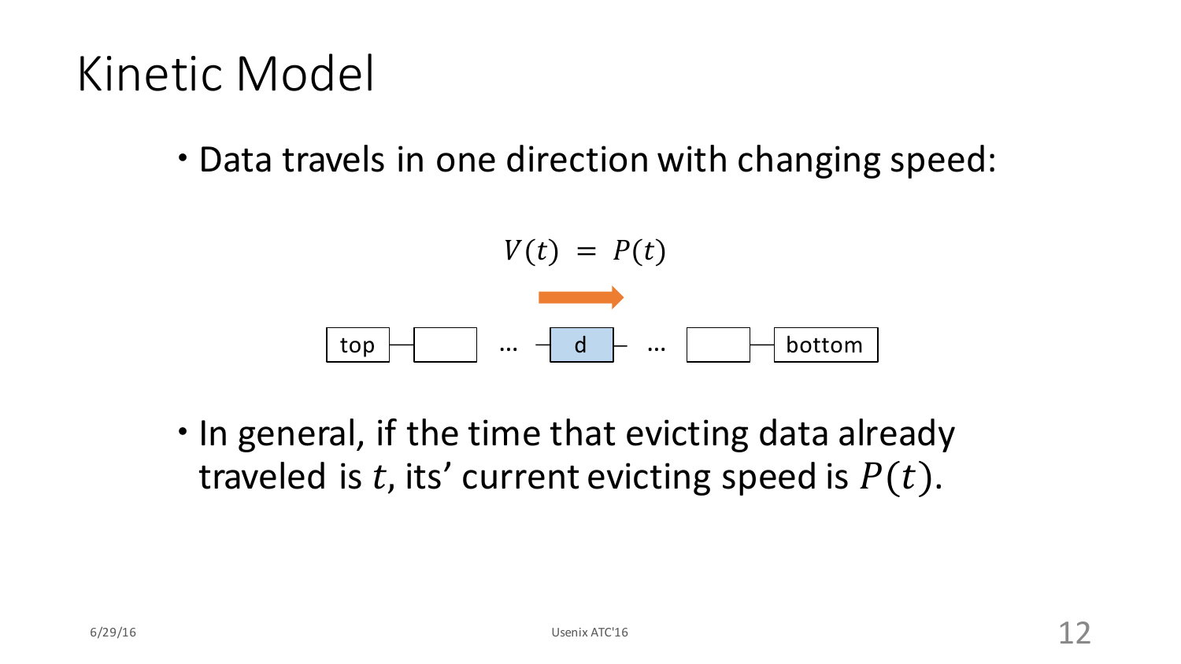# Kinetic Model

- Data travels in one direction with changing speed:

$$V(t) = P(t)$$

top — ... — d — ... — bottom

- In general, if the time that evicting data already traveled is $t$, its' current evicting speed is $P(t)$.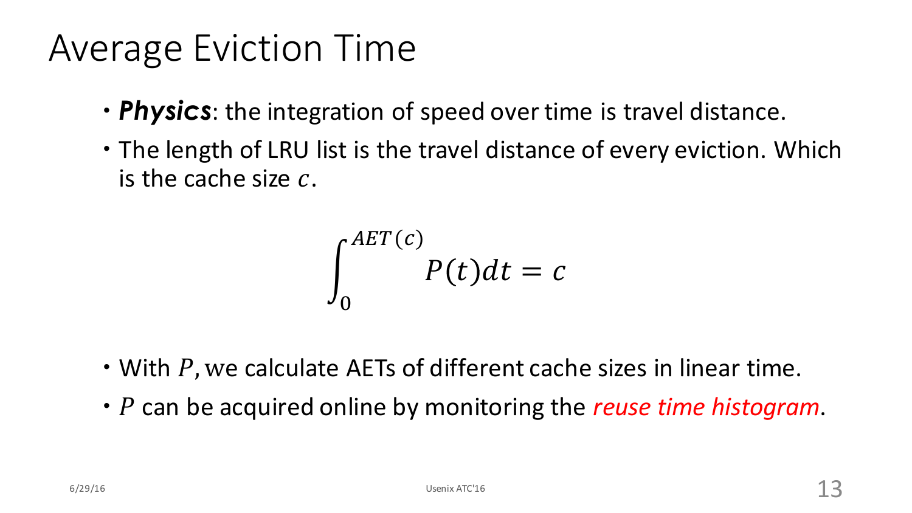# Average Eviction Time

- ***Physics***: the integration of speed over time is travel distance.
- The length of LRU list is the travel distance of every eviction. Which is the cache size $c$.

$$\int_0^{AET(c)} P(t)dt = c$$

- With $P$, we calculate AETs of different cache sizes in linear time.
- $P$ can be acquired online by monitoring the *reuse time histogram*.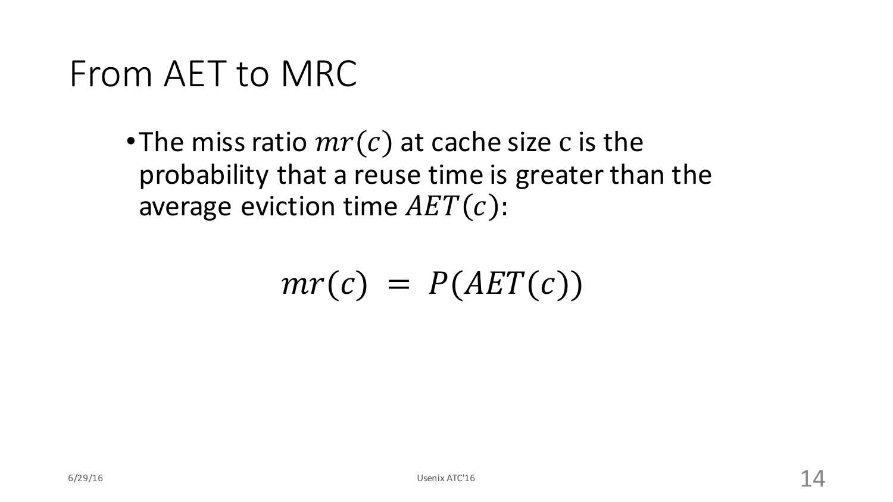# From AET to MRC

- The miss ratio $mr(c)$ at cache size c is the probability that a reuse time is greater than the average eviction time $AET(c)$:

$$mr(c) \ = \ P(AET(c))$$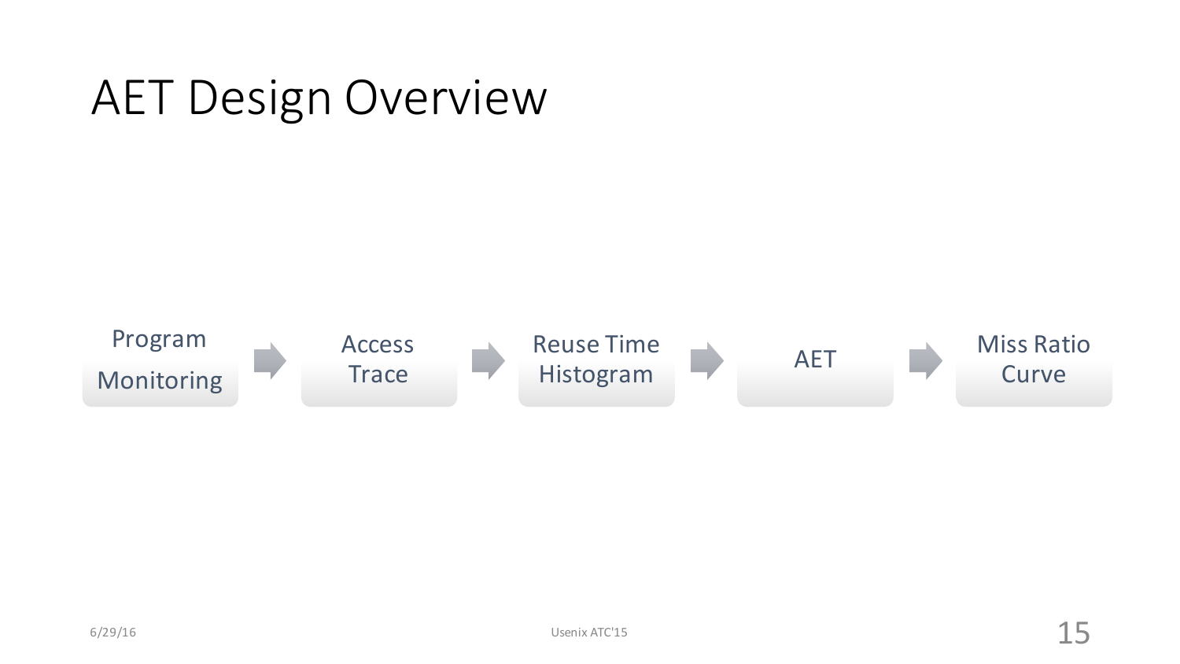# AET Design Overview

Program Monitoring → Access Trace → Reuse Time Histogram → AET → Miss Ratio Curve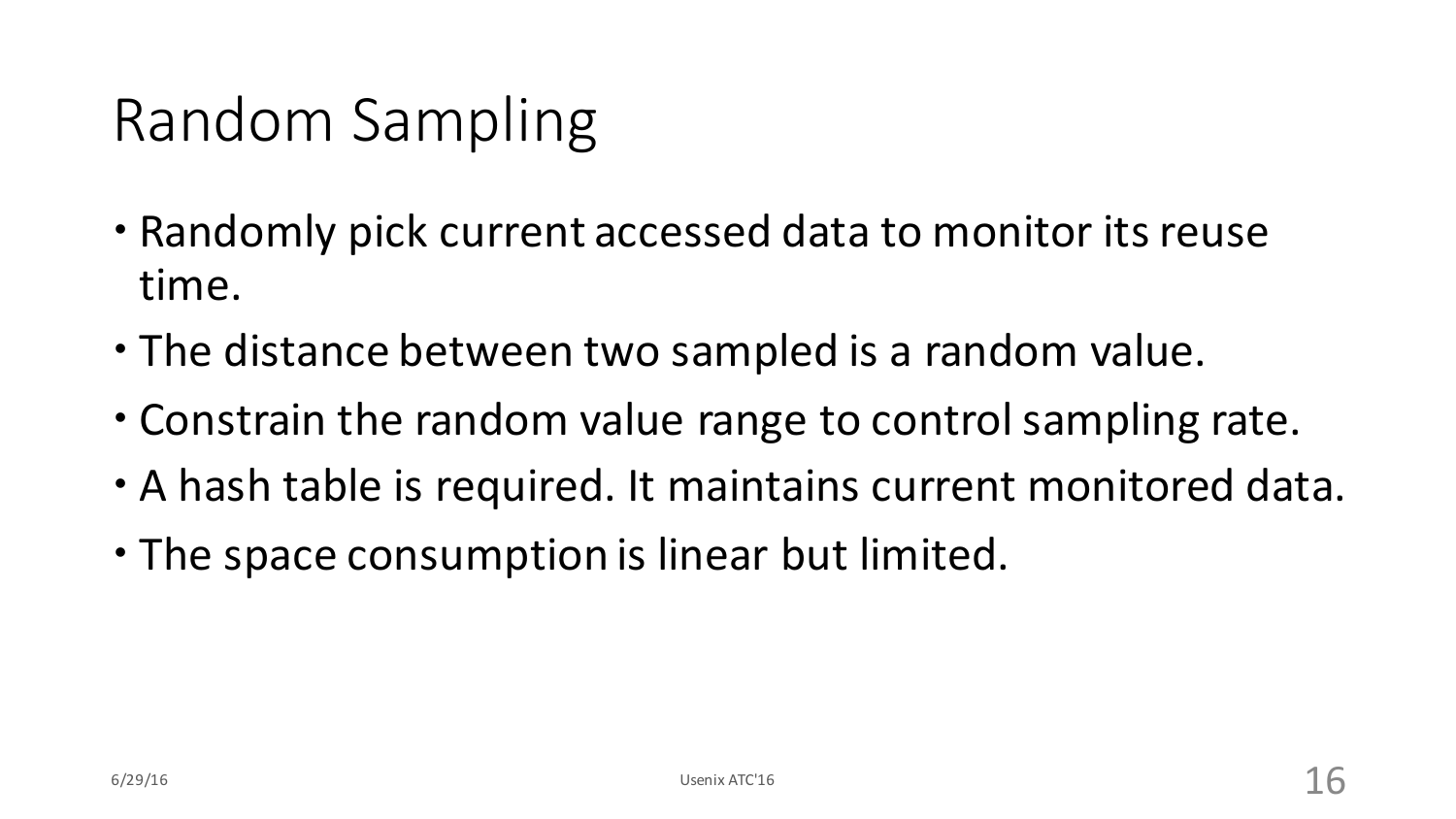# Random Sampling

- Randomly pick current accessed data to monitor its reuse time.
- The distance between two sampled is a random value.
- Constrain the random value range to control sampling rate.
- A hash table is required. It maintains current monitored data.
- The space consumption is linear but limited.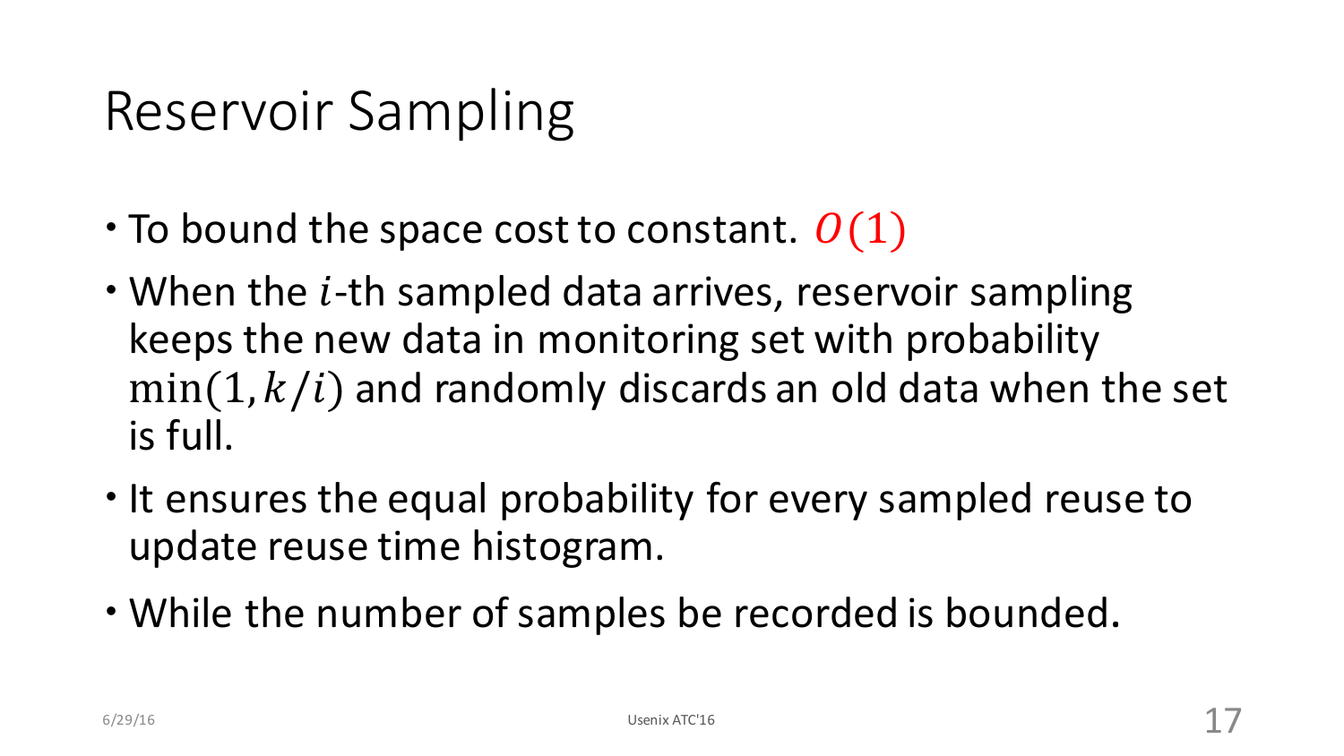# Reservoir Sampling

- To bound the space cost to constant. $O(1)$
- When the $i$-th sampled data arrives, reservoir sampling keeps the new data in monitoring set with probability $\min(1, k/i)$ and randomly discards an old data when the set is full.
- It ensures the equal probability for every sampled reuse to update reuse time histogram.
- While the number of samples be recorded is bounded.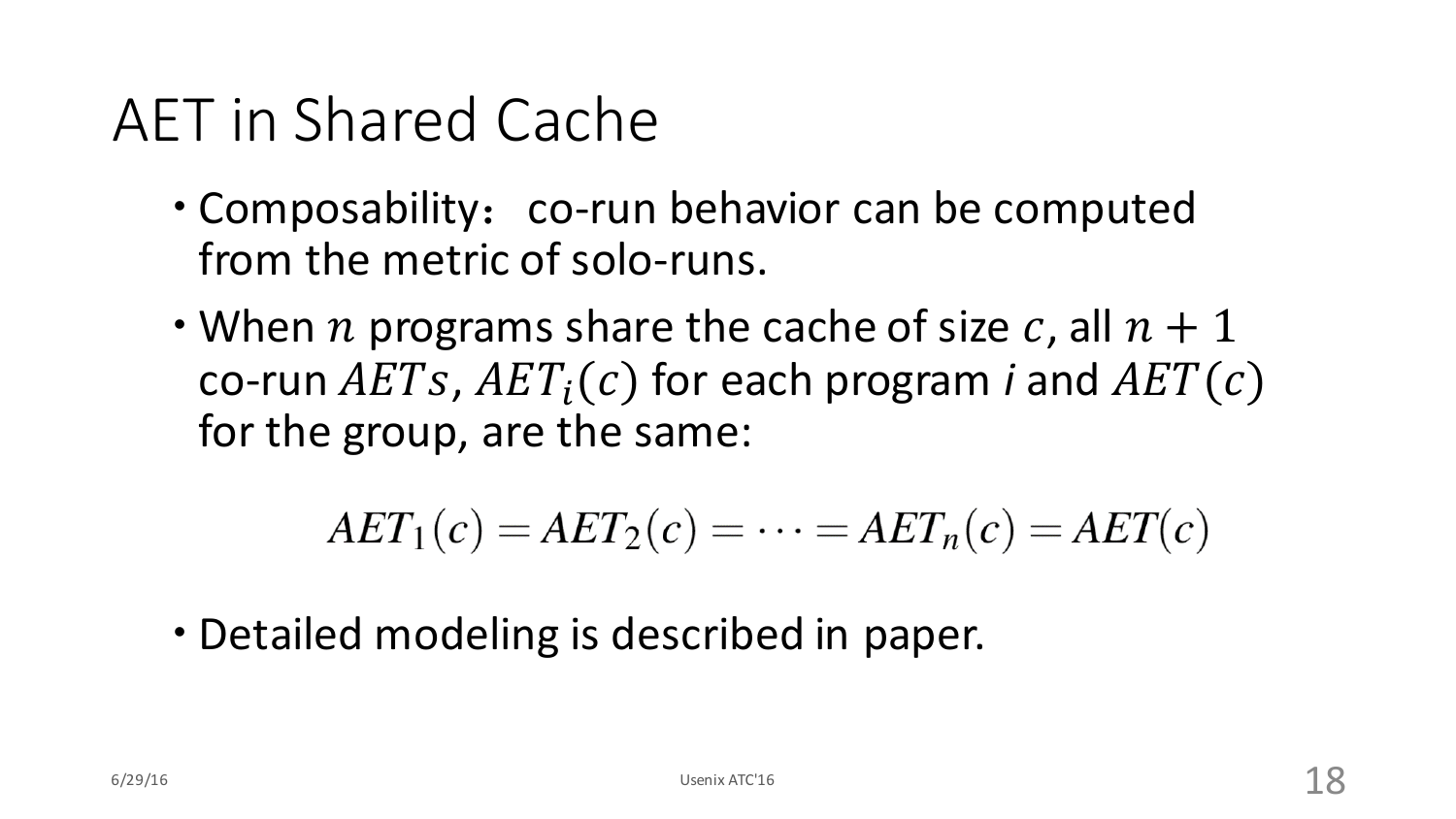# AET in Shared Cache

- Composability： co-run behavior can be computed from the metric of solo-runs.
- When $n$ programs share the cache of size $c$, all $n+1$ co-run $AETs$, $AET_i(c)$ for each program *i* and $AET(c)$ for the group, are the same:

$$AET_1(c) = AET_2(c) = \cdots = AET_n(c) = AET(c)$$

- Detailed modeling is described in paper.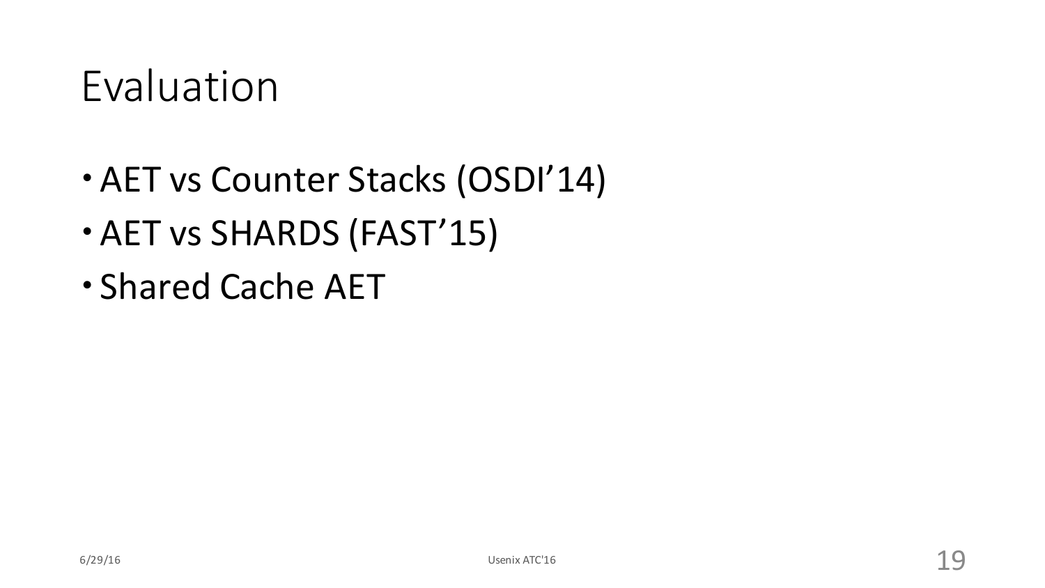# Evaluation

- AET vs Counter Stacks (OSDI'14)
- AET vs SHARDS (FAST'15)
- Shared Cache AET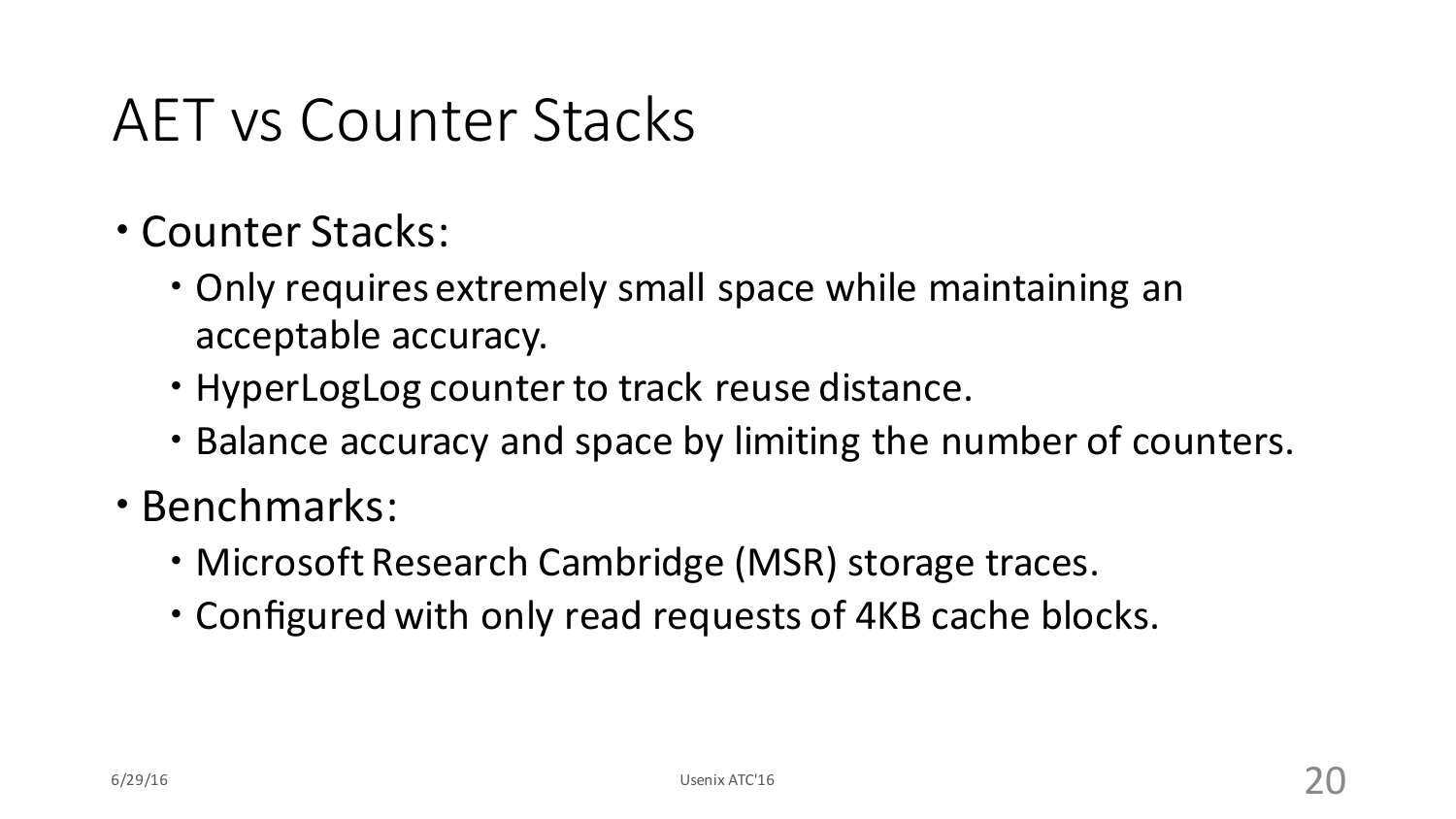# AET vs Counter Stacks

- Counter Stacks:
  - Only requires extremely small space while maintaining an acceptable accuracy.
  - HyperLogLog counter to track reuse distance.
  - Balance accuracy and space by limiting the number of counters.
- Benchmarks:
  - Microsoft Research Cambridge (MSR) storage traces.
  - Configured with only read requests of 4KB cache blocks.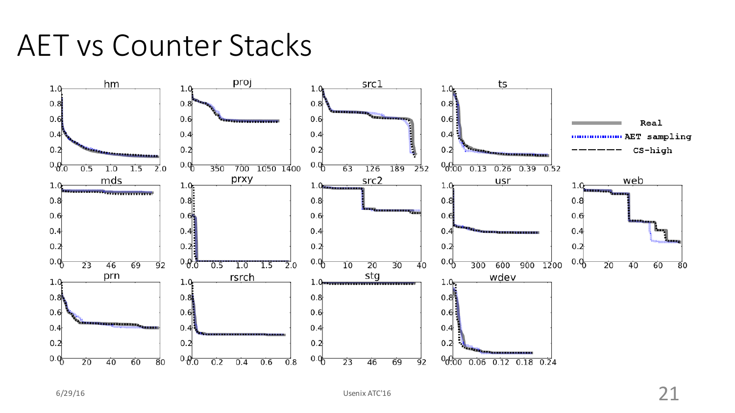# AET vs Counter Stacks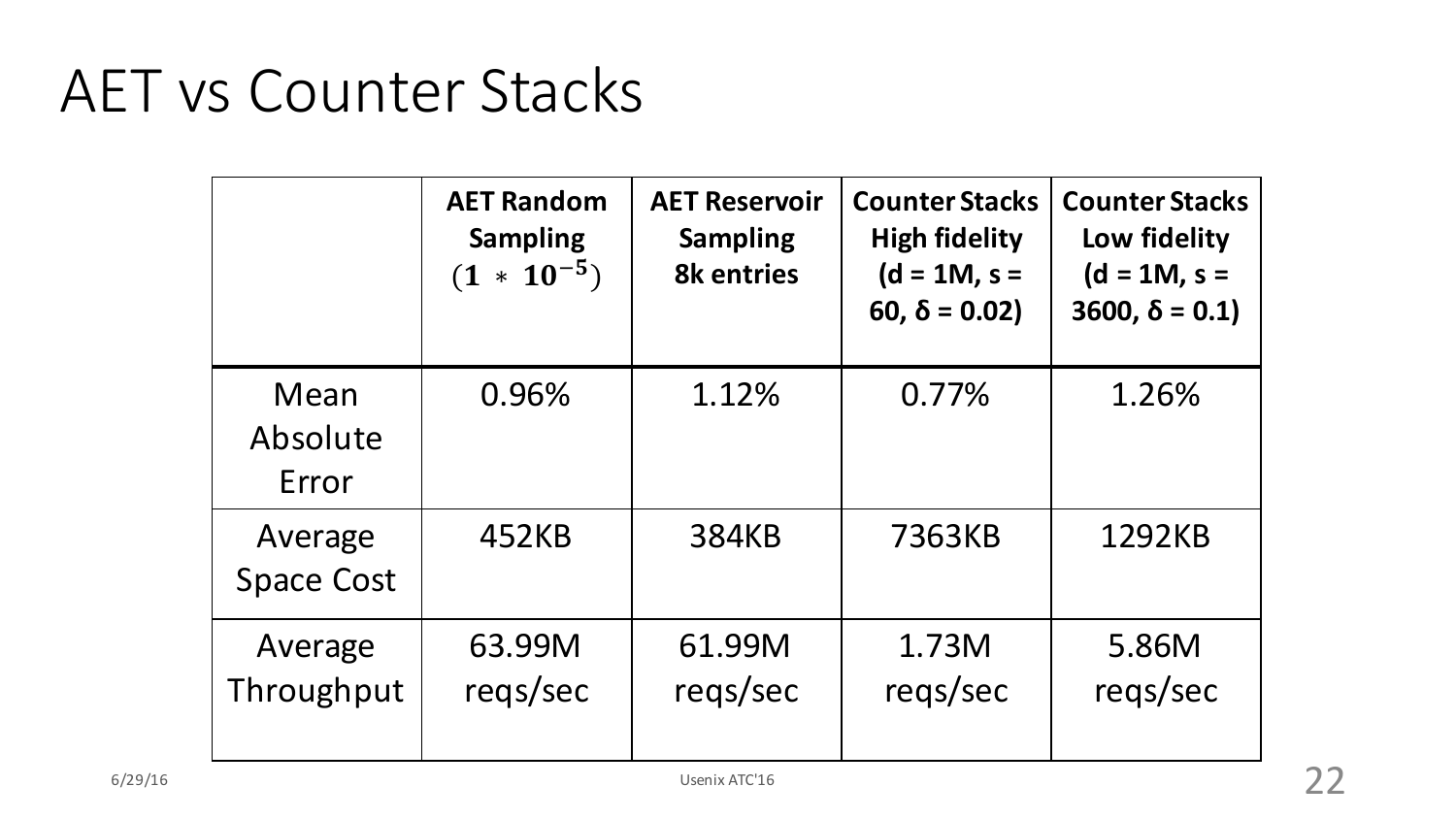# AET vs Counter Stacks

| | **AET Random Sampling** $(\mathbf{1} * \mathbf{10^{-5}})$ | **AET Reservoir Sampling 8k entries** | **Counter Stacks High fidelity (d = 1M, s = 60, δ = 0.02)** | **Counter Stacks Low fidelity (d = 1M, s = 3600, δ = 0.1)** |
|---|---|---|---|---|
| Mean Absolute Error | 0.96% | 1.12% | 0.77% | 1.26% |
| Average Space Cost | 452KB | 384KB | 7363KB | 1292KB |
| Average Throughput | 63.99M reqs/sec | 61.99M reqs/sec | 1.73M reqs/sec | 5.86M reqs/sec |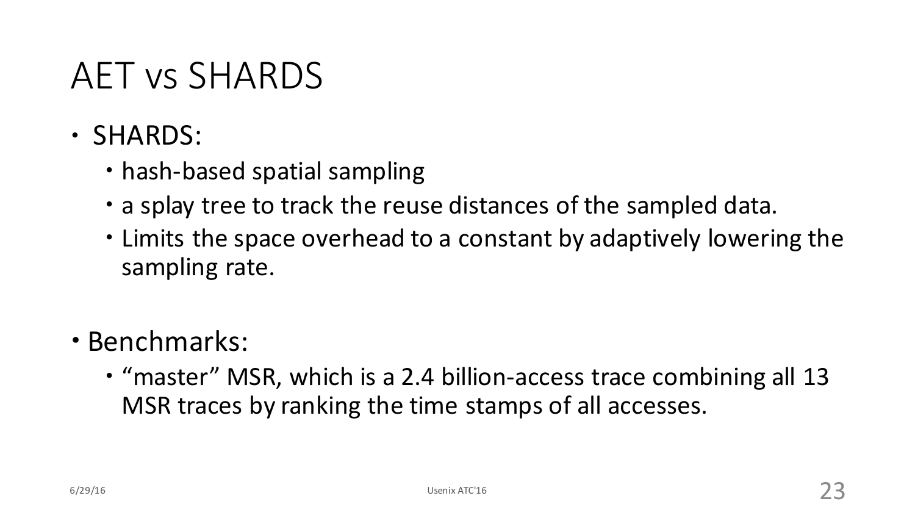# AET vs SHARDS

- SHARDS:
  - hash-based spatial sampling
  - a splay tree to track the reuse distances of the sampled data.
  - Limits the space overhead to a constant by adaptively lowering the sampling rate.

- Benchmarks:
  - "master" MSR, which is a 2.4 billion-access trace combining all 13 MSR traces by ranking the time stamps of all accesses.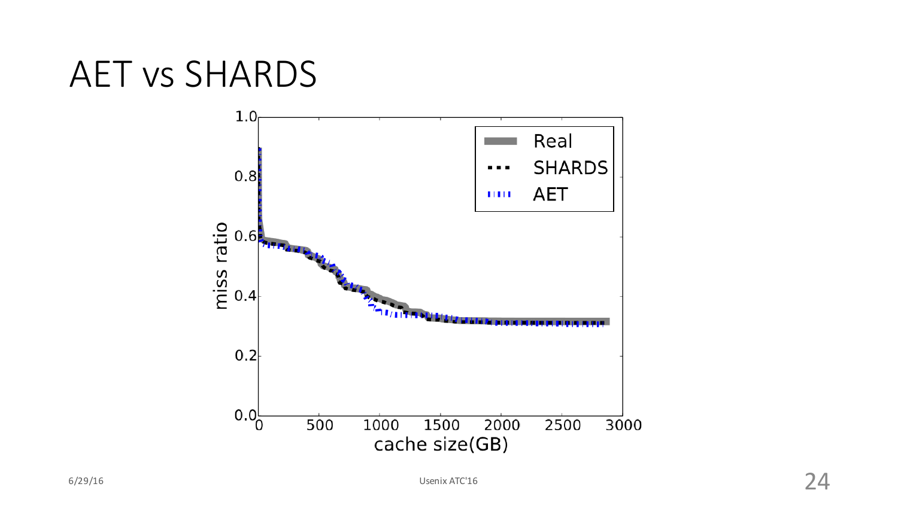# AET vs SHARDS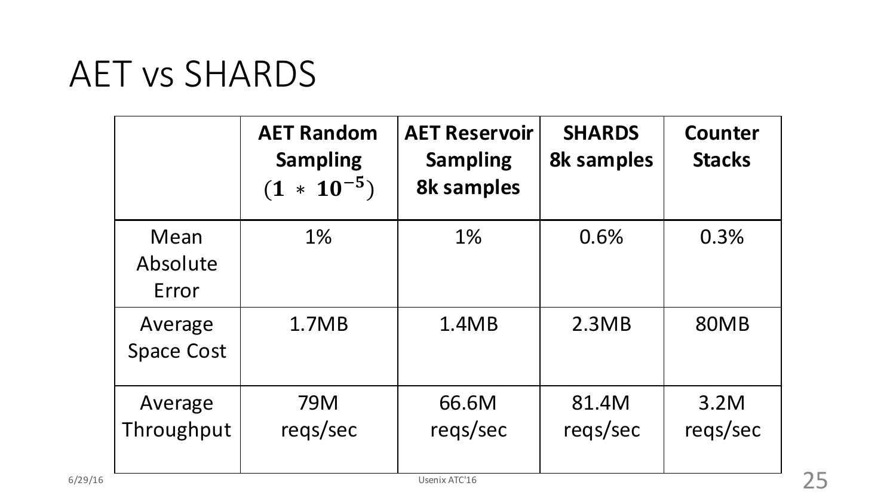# AET vs SHARDS

| | **AET Random Sampling** $(\mathbf{1} * \mathbf{10^{-5}})$ | **AET Reservoir Sampling 8k samples** | **SHARDS 8k samples** | **Counter Stacks** |
|---|---|---|---|---|
| Mean Absolute Error | 1% | 1% | 0.6% | 0.3% |
| Average Space Cost | 1.7MB | 1.4MB | 2.3MB | 80MB |
| Average Throughput | 79M reqs/sec | 66.6M reqs/sec | 81.4M reqs/sec | 3.2M reqs/sec |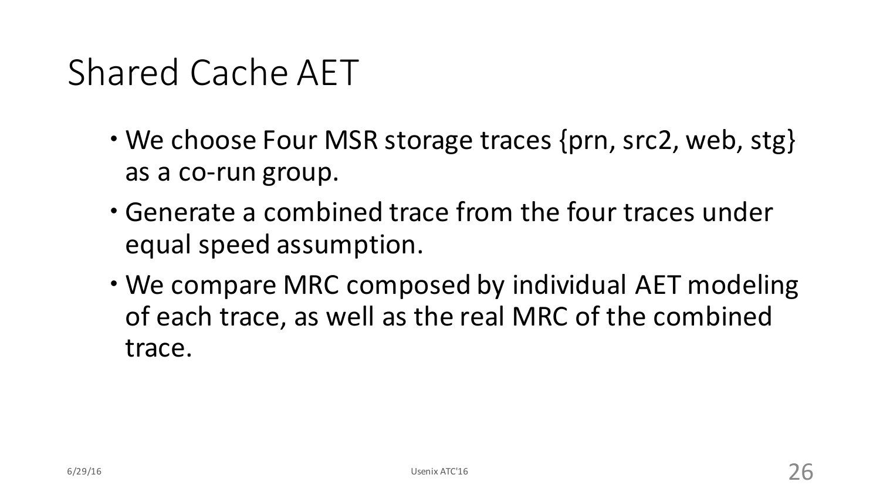# Shared Cache AET

- We choose Four MSR storage traces {prn, src2, web, stg} as a co-run group.
- Generate a combined trace from the four traces under equal speed assumption.
- We compare MRC composed by individual AET modeling of each trace, as well as the real MRC of the combined trace.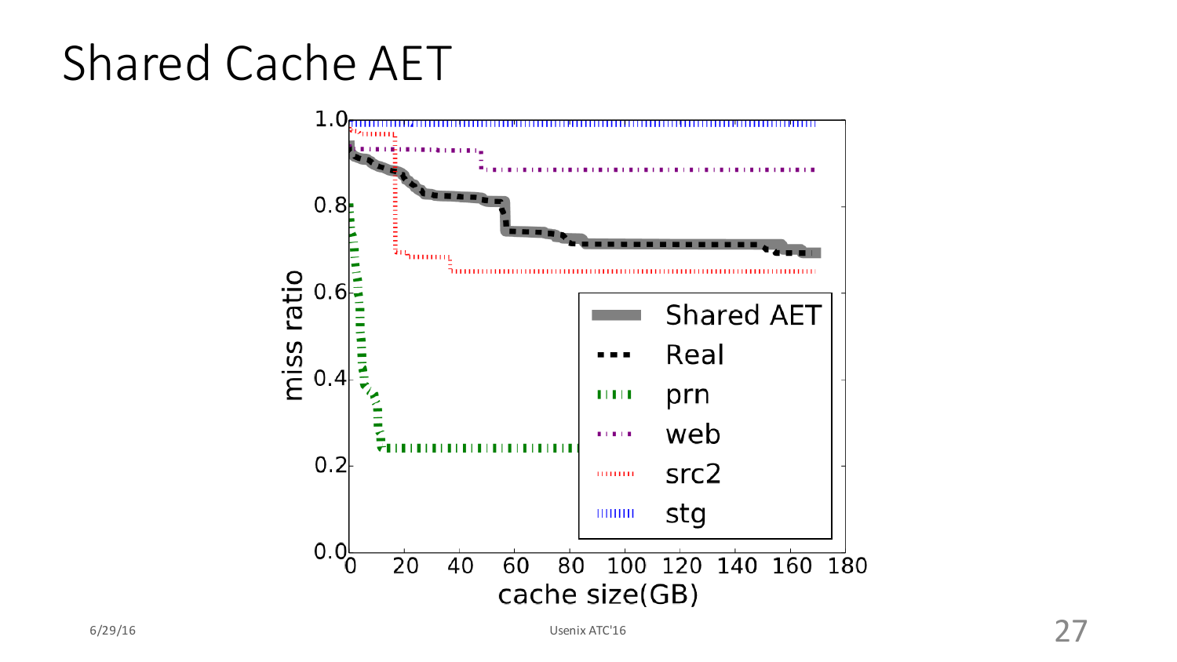# Shared Cache AET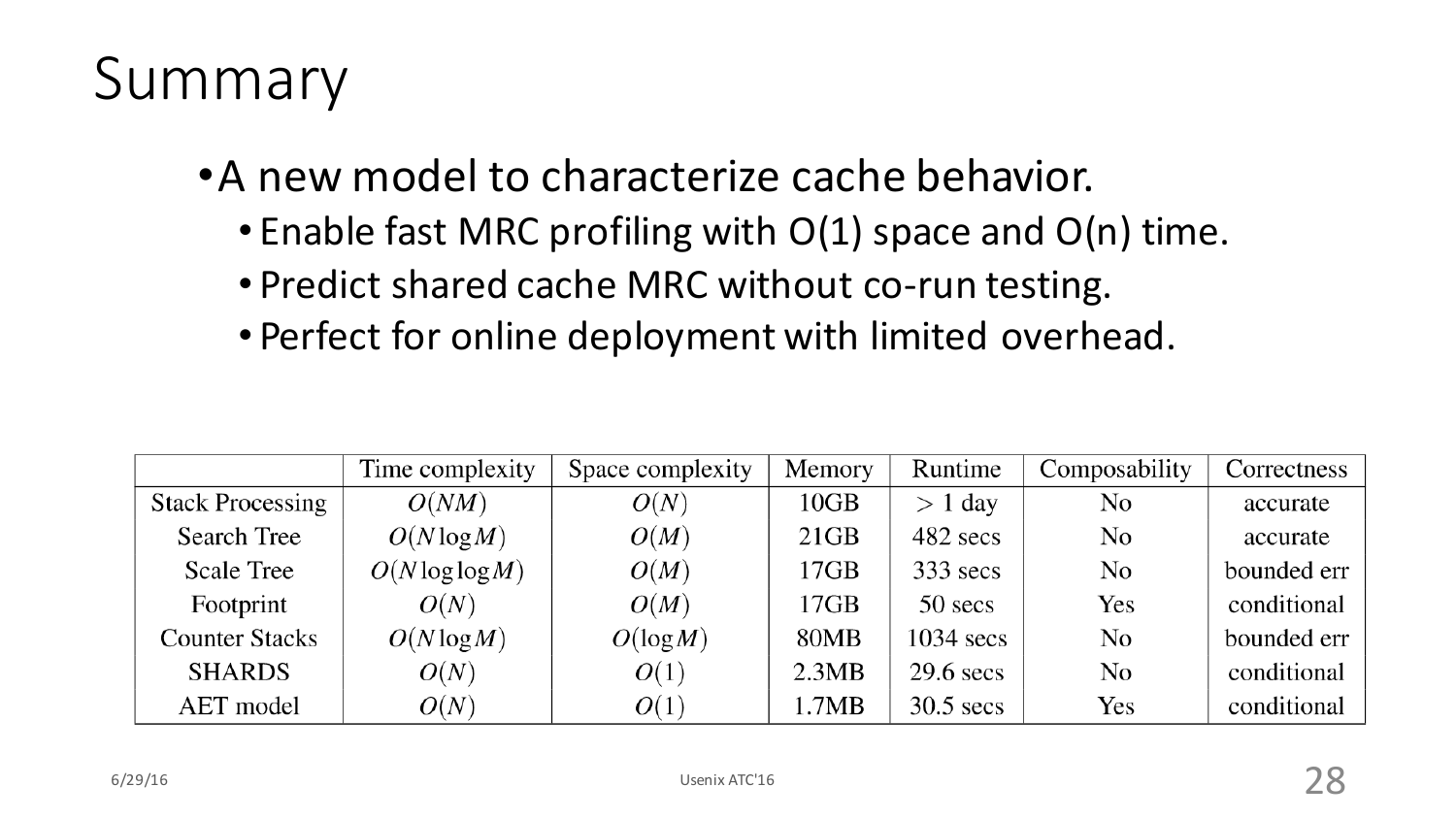# Summary

- A new model to characterize cache behavior.
  - Enable fast MRC profiling with O(1) space and O(n) time.
  - Predict shared cache MRC without co-run testing.
  - Perfect for online deployment with limited overhead.

| | Time complexity | Space complexity | Memory | Runtime | Composability | Correctness |
|---|---|---|---|---|---|---|
| Stack Processing | $O(NM)$ | $O(N)$ | 10GB | $> 1$ day | No | accurate |
| Search Tree | $O(N \log M)$ | $O(M)$ | 21GB | 482 secs | No | accurate |
| Scale Tree | $O(N \log\log M)$ | $O(M)$ | 17GB | 333 secs | No | bounded err |
| Footprint | $O(N)$ | $O(M)$ | 17GB | 50 secs | Yes | conditional |
| Counter Stacks | $O(N \log M)$ | $O(\log M)$ | 80MB | 1034 secs | No | bounded err |
| SHARDS | $O(N)$ | $O(1)$ | 2.3MB | 29.6 secs | No | conditional |
| AET model | $O(N)$ | $O(1)$ | 1.7MB | 30.5 secs | Yes | conditional |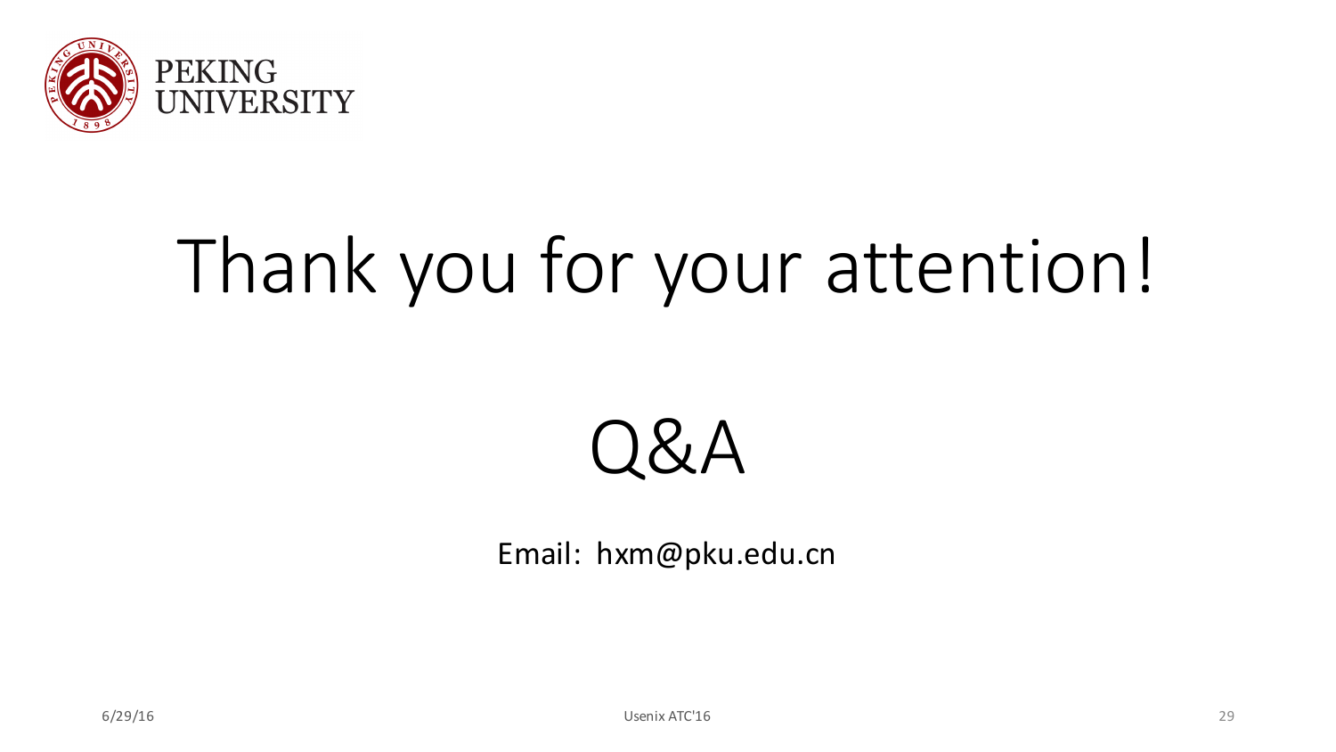# Thank you for your attention!

## Q&A

Email: hxm@pku.edu.cn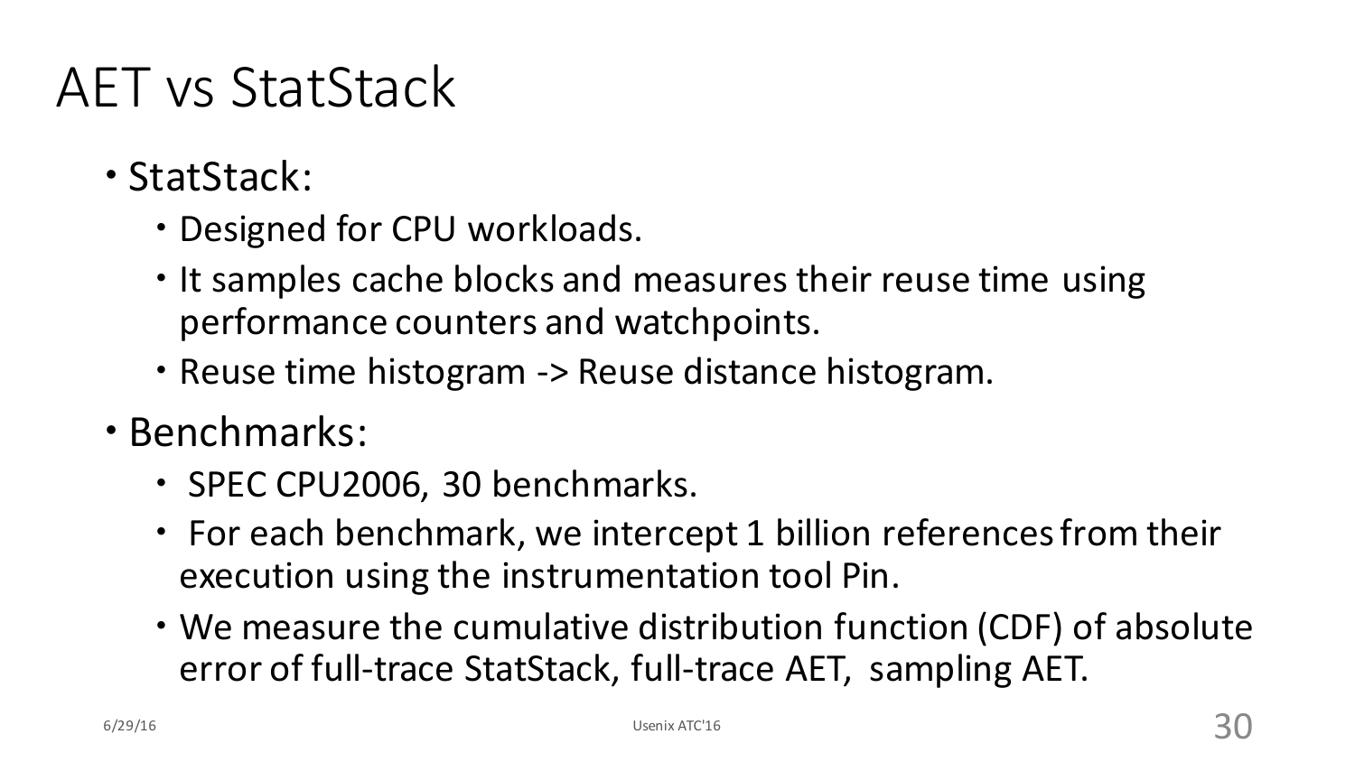# AET vs StatStack

- StatStack:
  - Designed for CPU workloads.
  - It samples cache blocks and measures their reuse time using performance counters and watchpoints.
  - Reuse time histogram -> Reuse distance histogram.
- Benchmarks:
  - SPEC CPU2006, 30 benchmarks.
  - For each benchmark, we intercept 1 billion references from their execution using the instrumentation tool Pin.
  - We measure the cumulative distribution function (CDF) of absolute error of full-trace StatStack, full-trace AET, sampling AET.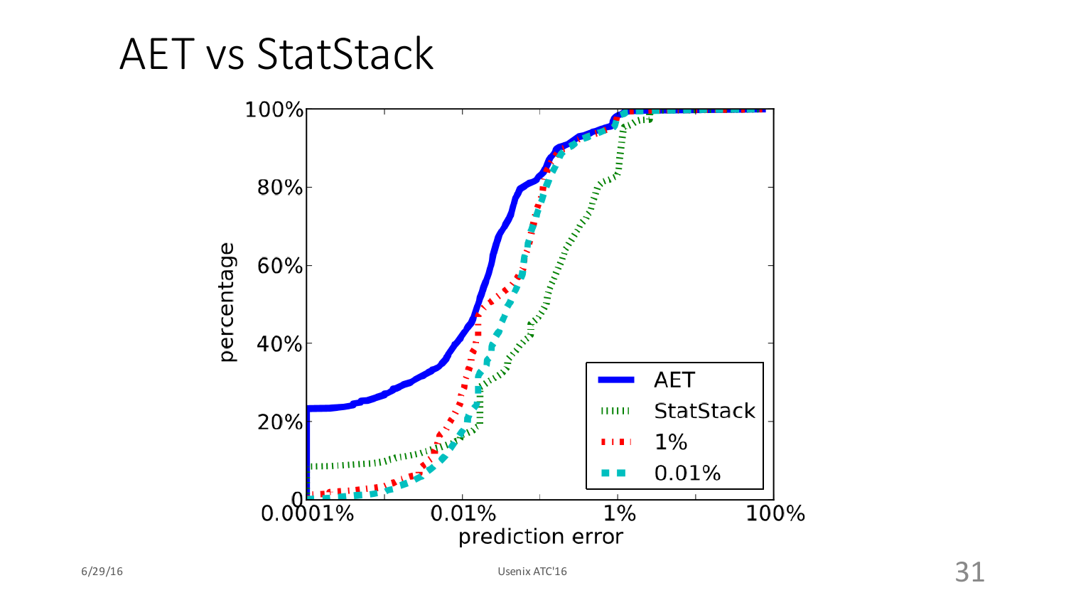# AET vs StatStack

100%
80%
60%
40%
20%
0
percentage

0.0001%
0.01%
1%
100%
prediction error

AET
StatStack
1%
0.01%